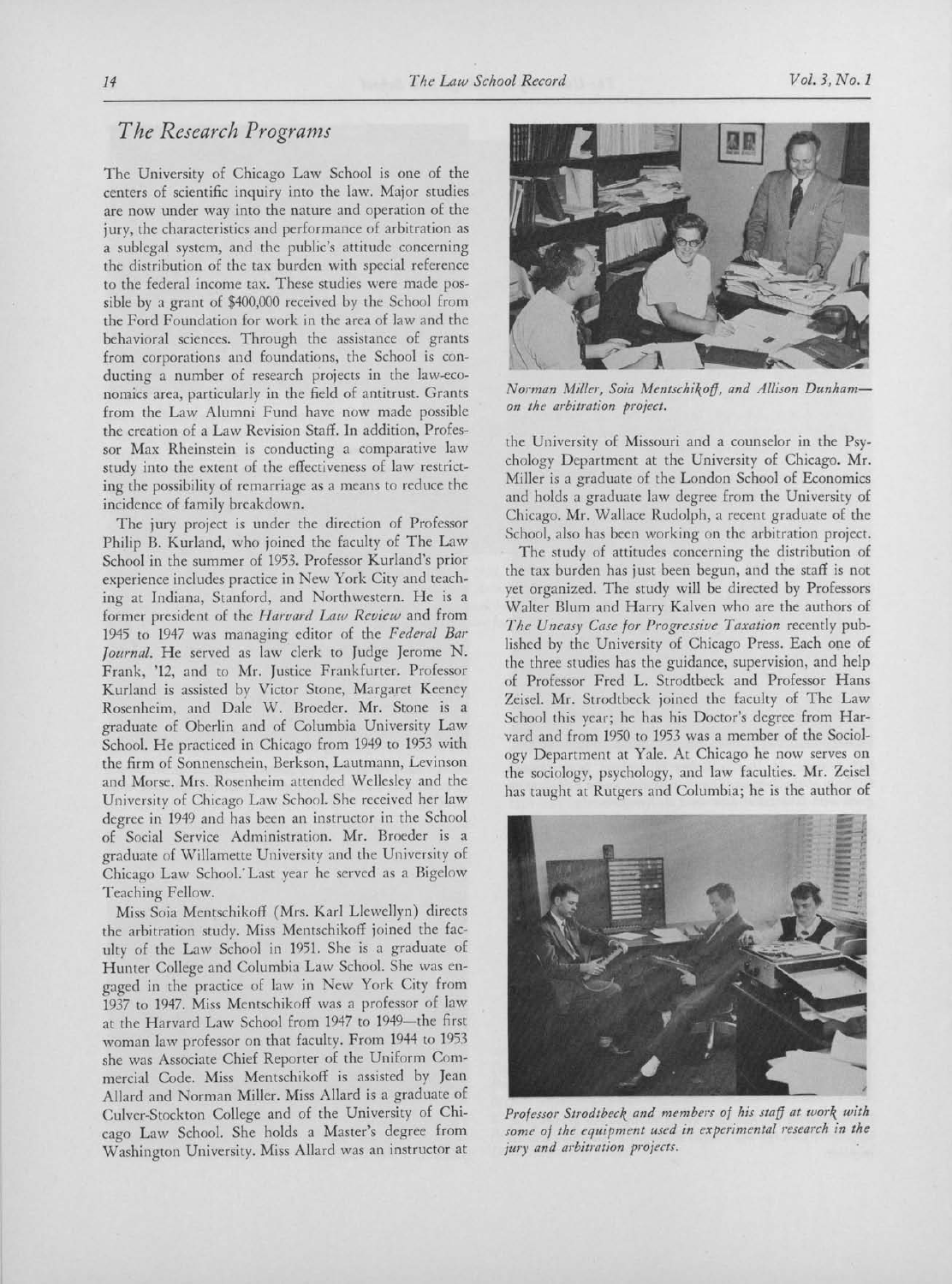## The Research Programs

The University of Chicago Law School is one of the centers of scientific inquiry into the law. Major studies are now under way into the nature and operation of the jury, the characteristics and performance of arbitration as a sublegal system, and the public's attitude concerning the distribution of the tax burden with special reference to the federal income tax. These studies were made possible by a grant of $400,000 received by the School from the Ford Foundation for work in the area of law and the behavioral sciences. Through the assistance of grants from corporations and foundations, the School is conducting a number of research projects in the law-economics area, particularly in the field of antitrust. Grants from the Law Alumni Fund have now made possible the creation of a Law Revision Staff. In addition, Professor Max Rheinstein is conducting a comparative law study into the extent of the effectiveness of law restricting the possibility of remarriage as a means to reduce the incidence of family breakdown.

The jury project is under the direction of Professor Philip B. Kurland, who joined the faculty of The Law School in the summer of 1953. Professor Kurland's prior experience includes practice in New York City and teaching at Indiana, Stanford, and Northwestern. He is a former president of the *Harvard Law Review* and from 1945 to 1947 was managing editor of the *Federal Bar Journal*. He served as law clerk to Judge Jerome N. Frank, '12, and to Mr. Justice Frankfurter. Professor Kurland is assisted by Victor Stone, Margaret Keeney Rosenheim, and Dale W. Broeder. Mr. Stone is a graduate of Oberlin and of Columbia University Law School. He practiced in Chicago from 1949 to 1953 with the firm of Sonnenschein, Berkson, Lautmann, Levinson and Morse. Mrs. Rosenheim attended Wellesley and the University of Chicago Law School. She received her law degree in 1949 and has been an instructor in the School of Social Service Administration. Mr. Broeder is a graduate of Willamette University and the University of Chicago Law School. Last year he served as a Bigelow Teaching Fellow.

Miss Soia Mentschikoff (Mrs. Karl Llewellyn) directs the arbitration study. Miss Mentschikoff joined the faculty of the Law School in 1951. She is a graduate of Hunter College and Columbia Law School. She was engaged in the practice of law in New York City from 1937 to 1947. Miss Mentschikoff was a professor of law at the Harvard Law School from 1947 to 1949—the first woman law professor on that faculty. From 1944 to 1953 she was Associate Chief Reporter of the Uniform Commercial Code. Miss Mentschikoff is assisted by Jean Allard and Norman Miller. Miss Allard is a graduate of Culver-Stockton College and of the University of Chicago Law School. She holds a Master's degree from Washington University. Miss Allard was an instructor at the University of Missouri and a counselor in the Psychology Department at the University of Chicago. Mr. Miller is a graduate of the London School of Economics and holds a graduate law degree from the University of Chicago. Mr. Wallace Rudolph, a recent graduate of the School, also has been working on the arbitration project.

*Norman Miller, Soia Mentschikoff, and Allison Dunham—on the arbitration project.*

The study of attitudes concerning the distribution of the tax burden has just been begun, and the staff is not yet organized. The study will be directed by Professors Walter Blum and Harry Kalven who are the authors of *The Uneasy Case for Progressive Taxation* recently published by the University of Chicago Press. Each one of the three studies has the guidance, supervision, and help of Professor Fred L. Strodtbeck and Professor Hans Zeisel. Mr. Strodtbeck joined the faculty of The Law School this year; he has his Doctor's degree from Harvard and from 1950 to 1953 was a member of the Sociology Department at Yale. At Chicago he now serves on the sociology, psychology, and law faculties. Mr. Zeisel has taught at Rutgers and Columbia; he is the author of

*Professor Strodtbeck and members of his staff at work with some of the equipment used in experimental research in the jury and arbitration projects.*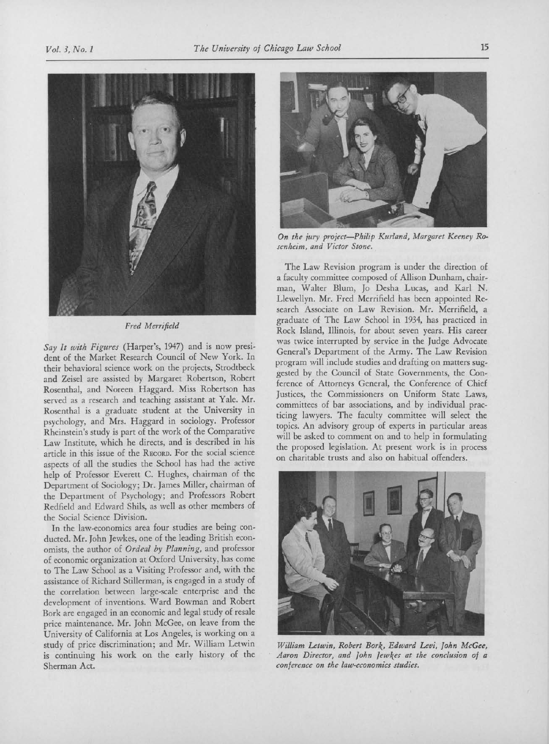Fred Merrifield

*Say It with Figures* (Harper's, 1947) and is now president of the Market Research Council of New York. In their behavioral science work on the projects, Strodtbeck and Zeisel are assisted by Margaret Robertson, Robert Rosenthal, and Noreen Haggard. Miss Robertson has served as a research and teaching assistant at Yale. Mr. Rosenthal is a graduate student at the University in psychology, and Mrs. Haggard in sociology. Professor Rheinstein's study is part of the work of the Comparative Law Institute, which he directs, and is described in his article in this issue of the RECORD. For the social science aspects of all the studies the School has had the active help of Professor Everett C. Hughes, chairman of the Department of Sociology; Dr. James Miller, chairman of the Department of Psychology; and Professors Robert Redfield and Edward Shils, as well as other members of the Social Science Division.

In the law-economics area four studies are being conducted. Mr. John Jewkes, one of the leading British economists, the author of *Ordeal by Planning*, and professor of economic organization at Oxford University, has come to The Law School as a Visiting Professor and, with the assistance of Richard Stillerman, is engaged in a study of the correlation between large-scale enterprise and the development of inventions. Ward Bowman and Robert Bork are engaged in an economic and legal study of resale price maintenance. Mr. John McGee, on leave from the University of California at Los Angeles, is working on a study of price discrimination; and Mr. William Letwin is continuing his work on the early history of the Sherman Act.

*On the jury project—Philip Kurland, Margaret Keeney Rosenheim, and Victor Stone.*

The Law Revision program is under the direction of a faculty committee composed of Allison Dunham, chairman, Walter Blum, Jo Desha Lucas, and Karl N. Llewellyn. Mr. Fred Merrifield has been appointed Research Associate on Law Revision. Mr. Merrifield, a graduate of The Law School in 1934, has practiced in Rock Island, Illinois, for about seven years. His career was twice interrupted by service in the Judge Advocate General's Department of the Army. The Law Revision program will include studies and drafting on matters suggested by the Council of State Governments, the Conference of Attorneys General, the Conference of Chief Justices, the Commissioners on Uniform State Laws, committees of bar associations, and by individual practicing lawyers. The faculty committee will select the topics. An advisory group of experts in particular areas will be asked to comment on and to help in formulating the proposed legislation. At present work is in process on charitable trusts and also on habitual offenders.

*William Letwin, Robert Bork, Edward Levi, John McGee, Aaron Director, and John Jewkes at the conclusion of a conference on the law-economics studies.*